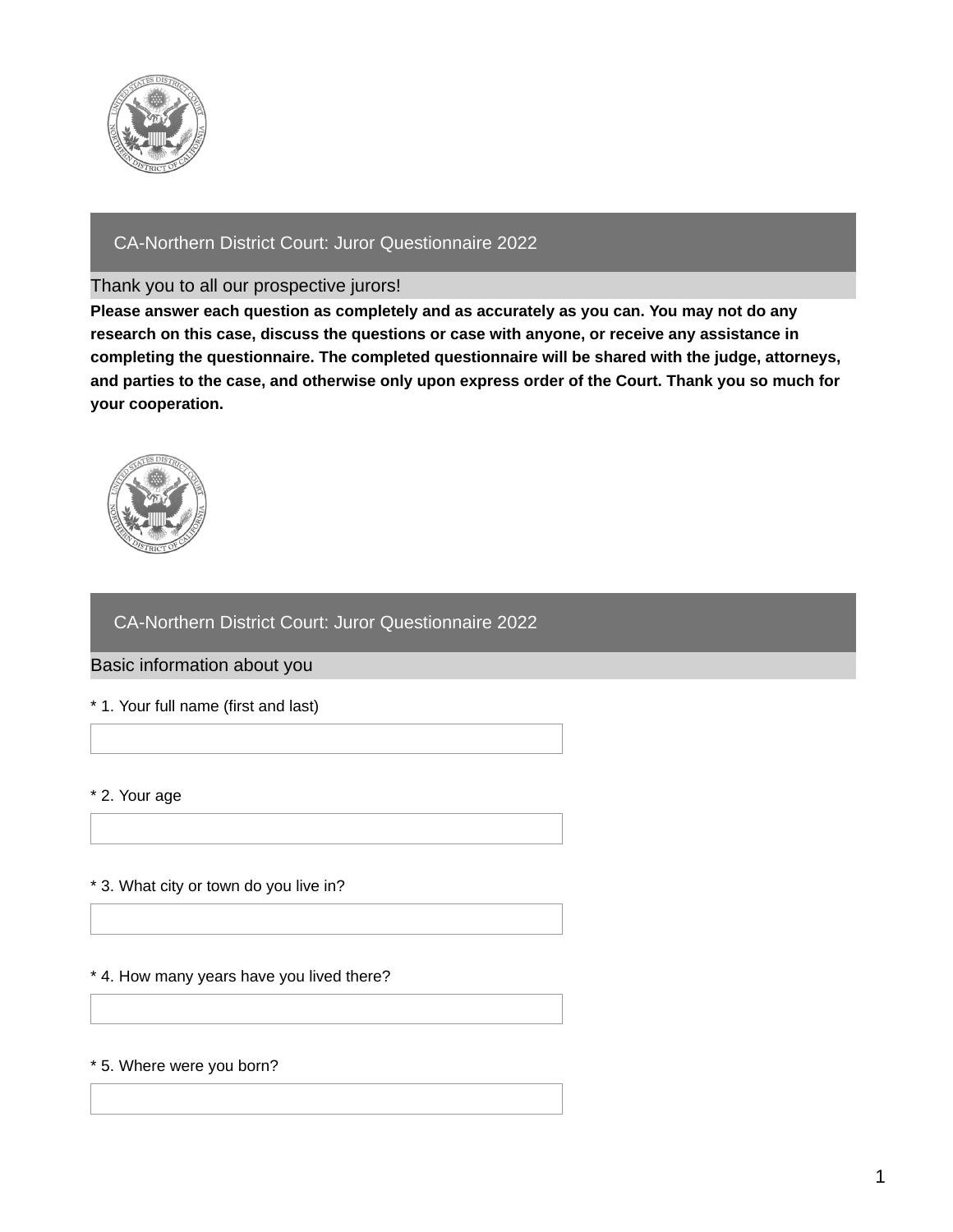## CA-Northern District Court: Juror Questionnaire 2022

### Thank you to all our prospective jurors!

**Please answer each question as completely and as accurately as you can. You may not do any research on this case, discuss the questions or case with anyone, or receive any assistance in completing the questionnaire. The completed questionnaire will be shared with the judge, attorneys, and parties to the case, and otherwise only upon express order of the Court. Thank you so much for your cooperation.**

## CA-Northern District Court: Juror Questionnaire 2022

### Basic information about you

* 1. Your full name (first and last)

* 2. Your age

* 3. What city or town do you live in?

* 4. How many years have you lived there?

* 5. Where were you born?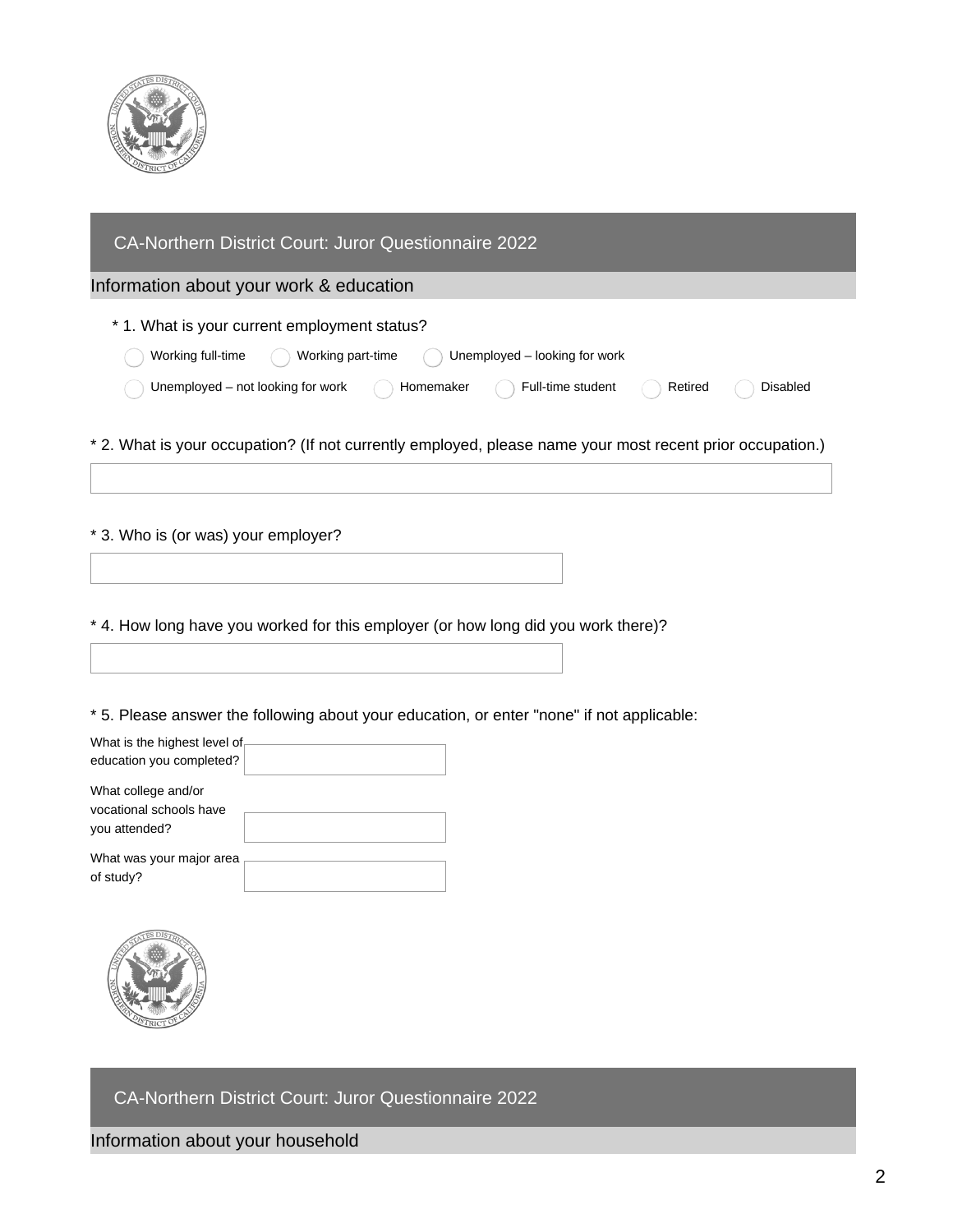## CA-Northern District Court: Juror Questionnaire 2022

### Information about your work & education

* 1. What is your current employment status?

- ◯ Working full-time
- ◯ Working part-time
- ◯ Unemployed – looking for work
- ◯ Unemployed – not looking for work
- ◯ Homemaker
- ◯ Full-time student
- ◯ Retired
- ◯ Disabled

* 2. What is your occupation? (If not currently employed, please name your most recent prior occupation.)

\_\_\_\_\_\_\_\_\_\_\_\_\_\_\_\_\_\_\_\_

* 3. Who is (or was) your employer?

\_\_\_\_\_\_\_\_\_\_\_\_\_\_\_\_\_\_\_\_

* 4. How long have you worked for this employer (or how long did you work there)?

\_\_\_\_\_\_\_\_\_\_\_\_\_\_\_\_\_\_\_\_

* 5. Please answer the following about your education, or enter "none" if not applicable:

What is the highest level of education you completed? \_\_\_\_\_\_\_\_\_\_\_\_\_\_\_\_\_\_\_\_

What college and/or vocational schools have you attended? \_\_\_\_\_\_\_\_\_\_\_\_\_\_\_\_\_\_\_\_

What was your major area of study? \_\_\_\_\_\_\_\_\_\_\_\_\_\_\_\_\_\_\_\_

## CA-Northern District Court: Juror Questionnaire 2022

### Information about your household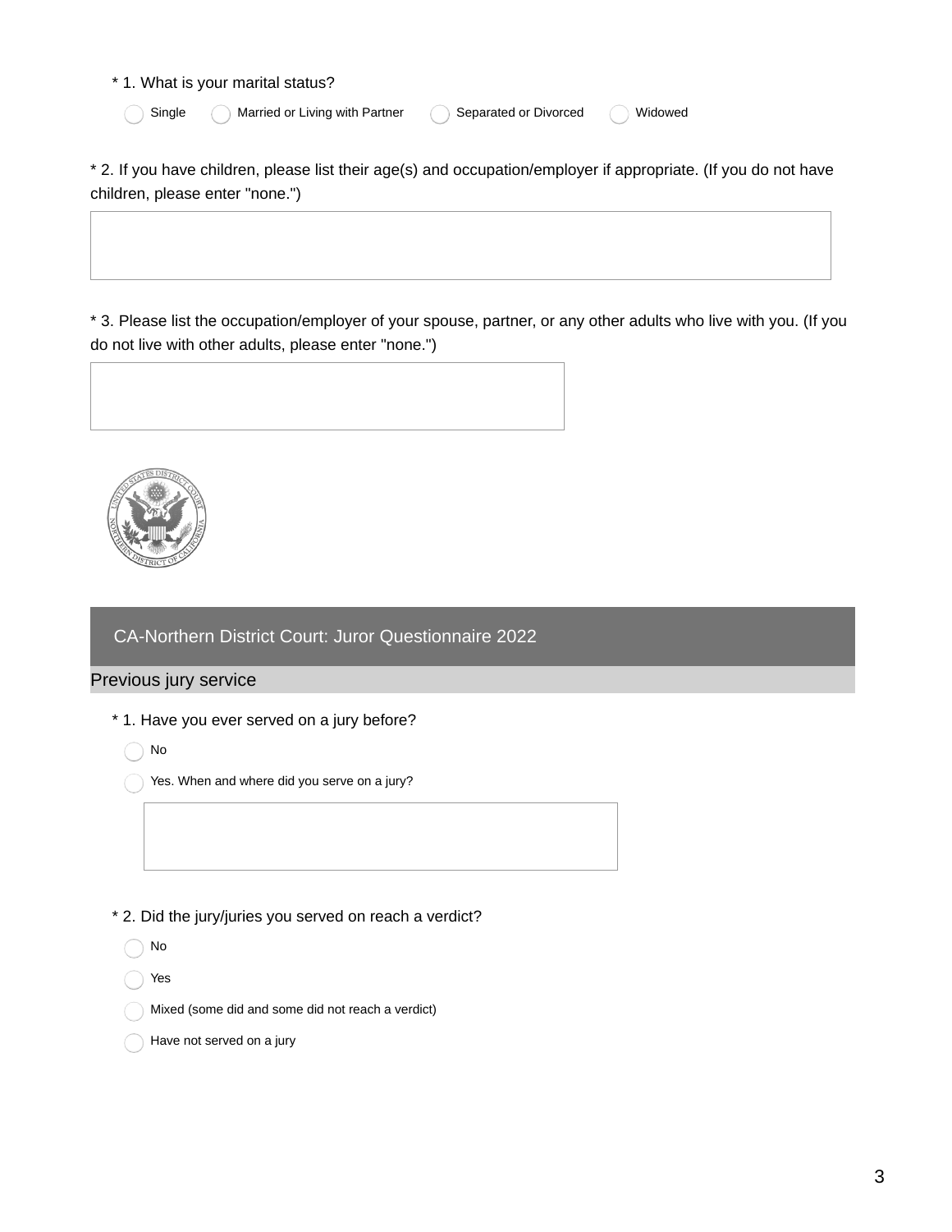\* 1. What is your marital status?

- ◯ Single
- ◯ Married or Living with Partner
- ◯ Separated or Divorced
- ◯ Widowed

\* 2. If you have children, please list their age(s) and occupation/employer if appropriate. (If you do not have children, please enter "none.")

\* 3. Please list the occupation/employer of your spouse, partner, or any other adults who live with you. (If you do not live with other adults, please enter "none.")

## CA-Northern District Court: Juror Questionnaire 2022

### Previous jury service

\* 1. Have you ever served on a jury before?

- ◯ No
- ◯ Yes. When and where did you serve on a jury?

\* 2. Did the jury/juries you served on reach a verdict?

- ◯ No
- ◯ Yes
- ◯ Mixed (some did and some did not reach a verdict)
- ◯ Have not served on a jury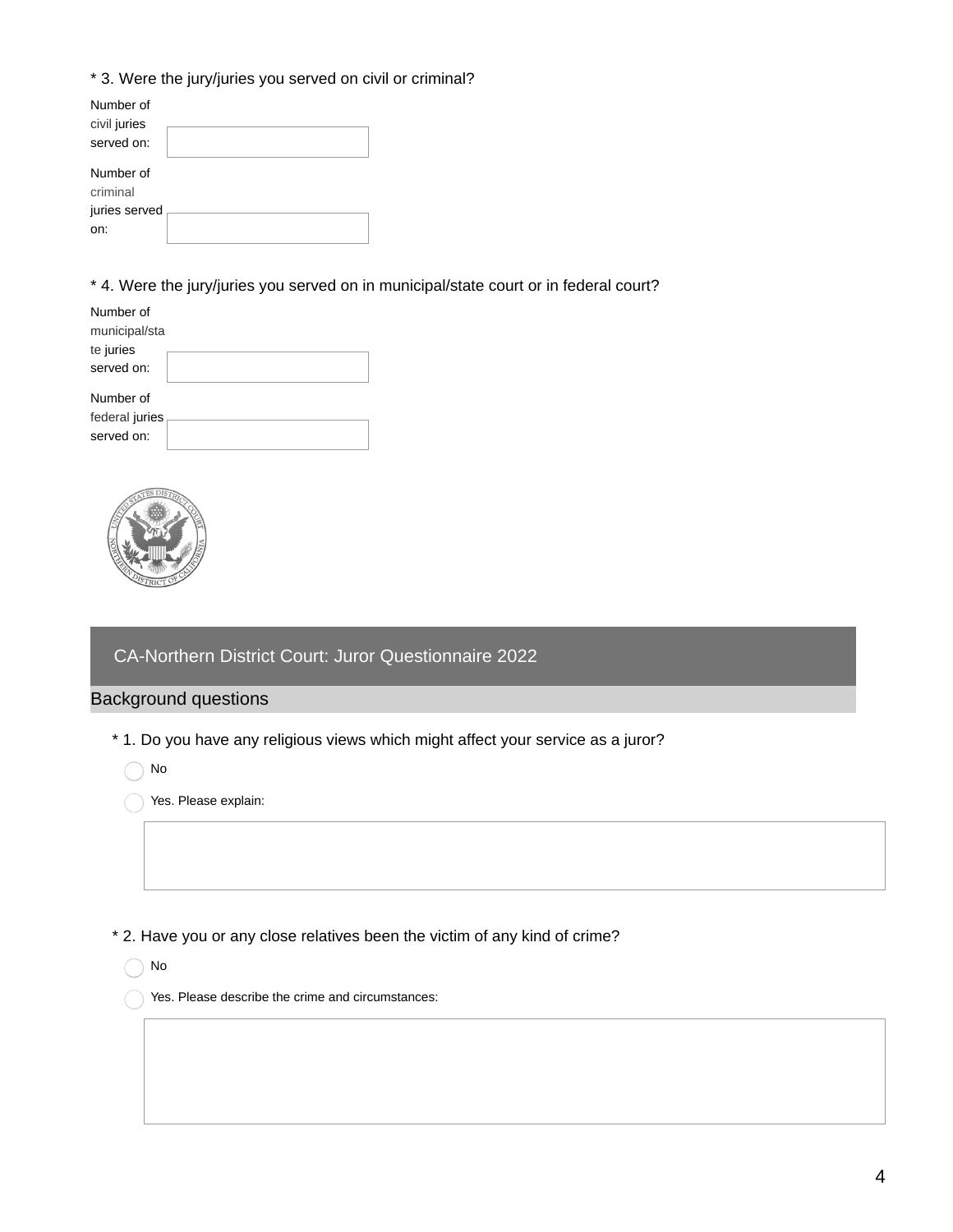\* 3. Were the jury/juries you served on civil or criminal?

Number of civil juries served on: ______________________

Number of criminal juries served on: ______________________

\* 4. Were the jury/juries you served on in municipal/state court or in federal court?

Number of municipal/state juries served on: ______________________

Number of federal juries served on: ______________________

## CA-Northern District Court: Juror Questionnaire 2022

### Background questions

\* 1. Do you have any religious views which might affect your service as a juror?

- ◯ No
- ◯ Yes. Please explain:

\* 2. Have you or any close relatives been the victim of any kind of crime?

- ◯ No
- ◯ Yes. Please describe the crime and circumstances: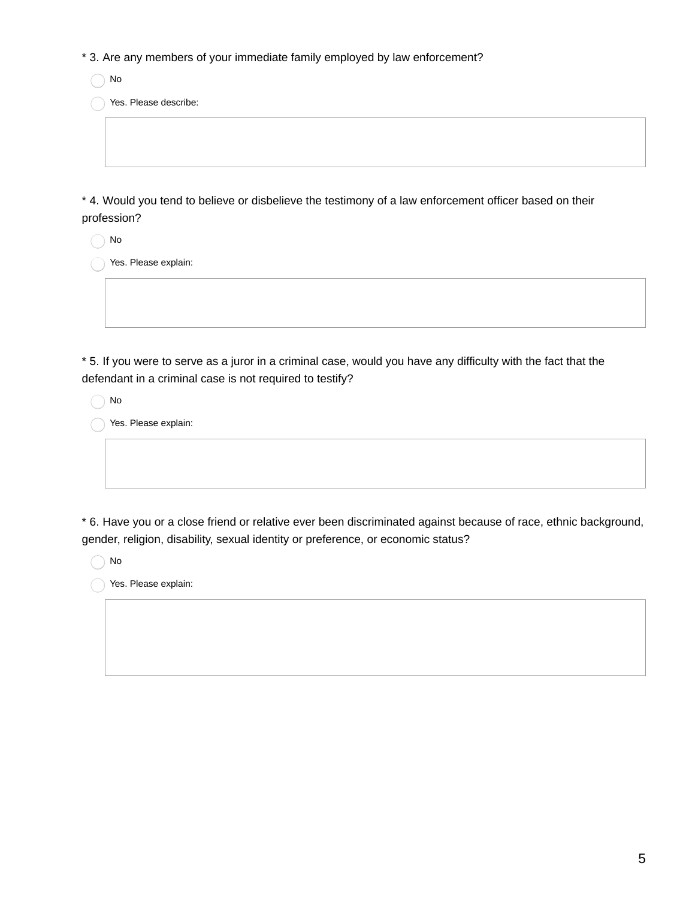* 3. Are any members of your immediate family employed by law enforcement?

- [ ] No
- [ ] Yes. Please describe:

* 4. Would you tend to believe or disbelieve the testimony of a law enforcement officer based on their profession?

- [ ] No
- [ ] Yes. Please explain:

* 5. If you were to serve as a juror in a criminal case, would you have any difficulty with the fact that the defendant in a criminal case is not required to testify?

- [ ] No
- [ ] Yes. Please explain:

* 6. Have you or a close friend or relative ever been discriminated against because of race, ethnic background, gender, religion, disability, sexual identity or preference, or economic status?

- [ ] No
- [ ] Yes. Please explain: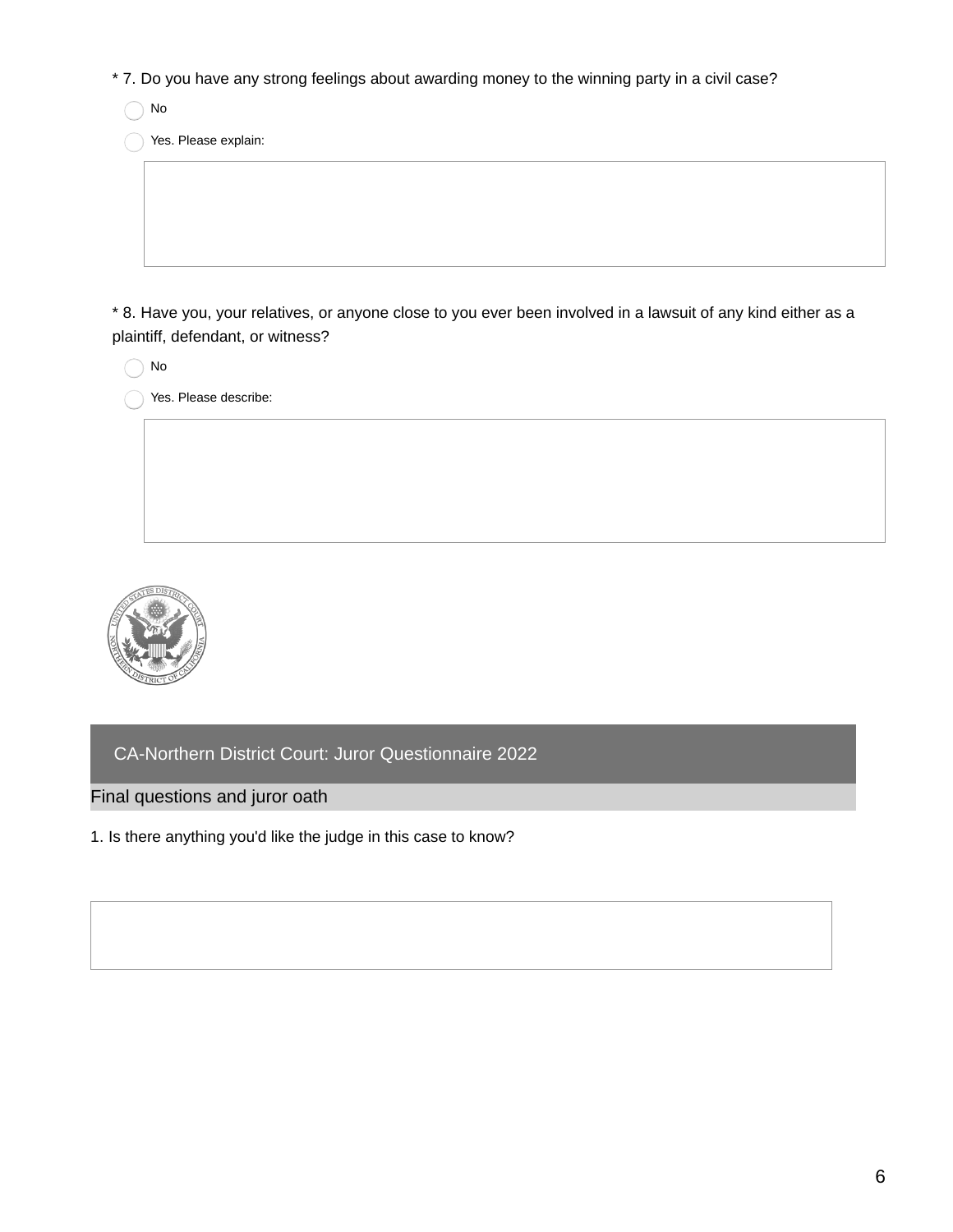\* 7. Do you have any strong feelings about awarding money to the winning party in a civil case?

- ◯ No
- ◯ Yes. Please explain:

\* 8. Have you, your relatives, or anyone close to you ever been involved in a lawsuit of any kind either as a plaintiff, defendant, or witness?

- ◯ No
- ◯ Yes. Please describe:

## CA-Northern District Court: Juror Questionnaire 2022

### Final questions and juror oath

1. Is there anything you'd like the judge in this case to know?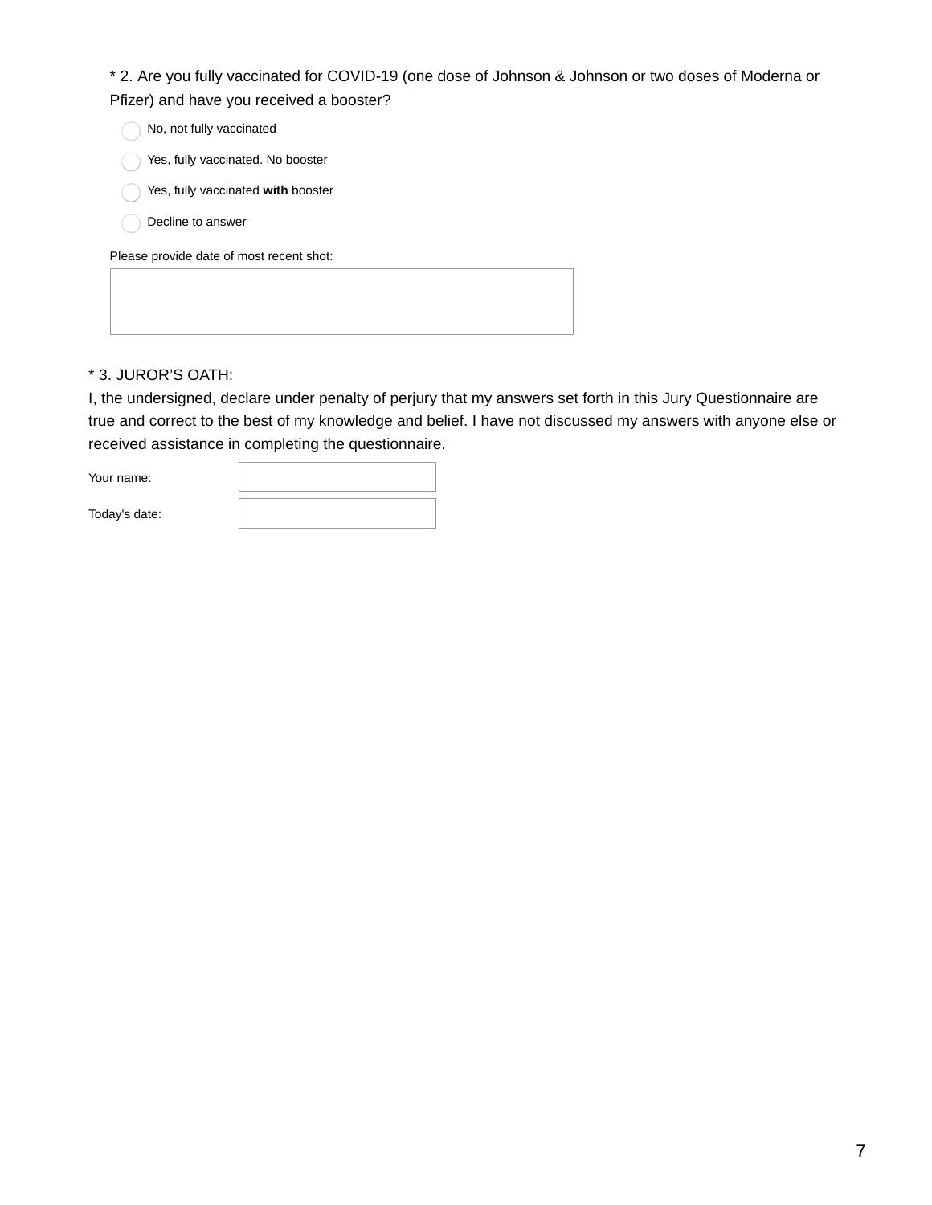* 2. Are you fully vaccinated for COVID-19 (one dose of Johnson & Johnson or two doses of Moderna or Pfizer) and have you received a booster?

- ○ No, not fully vaccinated
- ○ Yes, fully vaccinated. No booster
- ○ Yes, fully vaccinated **with** booster
- ○ Decline to answer

Please provide date of most recent shot:

\_\_\_\_\_\_\_\_\_\_\_\_\_\_\_\_\_\_\_\_

* 3. JUROR'S OATH:

I, the undersigned, declare under penalty of perjury that my answers set forth in this Jury Questionnaire are true and correct to the best of my knowledge and belief. I have not discussed my answers with anyone else or received assistance in completing the questionnaire.

Your name: \_\_\_\_\_\_\_\_\_\_\_\_\_\_\_\_\_\_\_\_

Today's date: \_\_\_\_\_\_\_\_\_\_\_\_\_\_\_\_\_\_\_\_